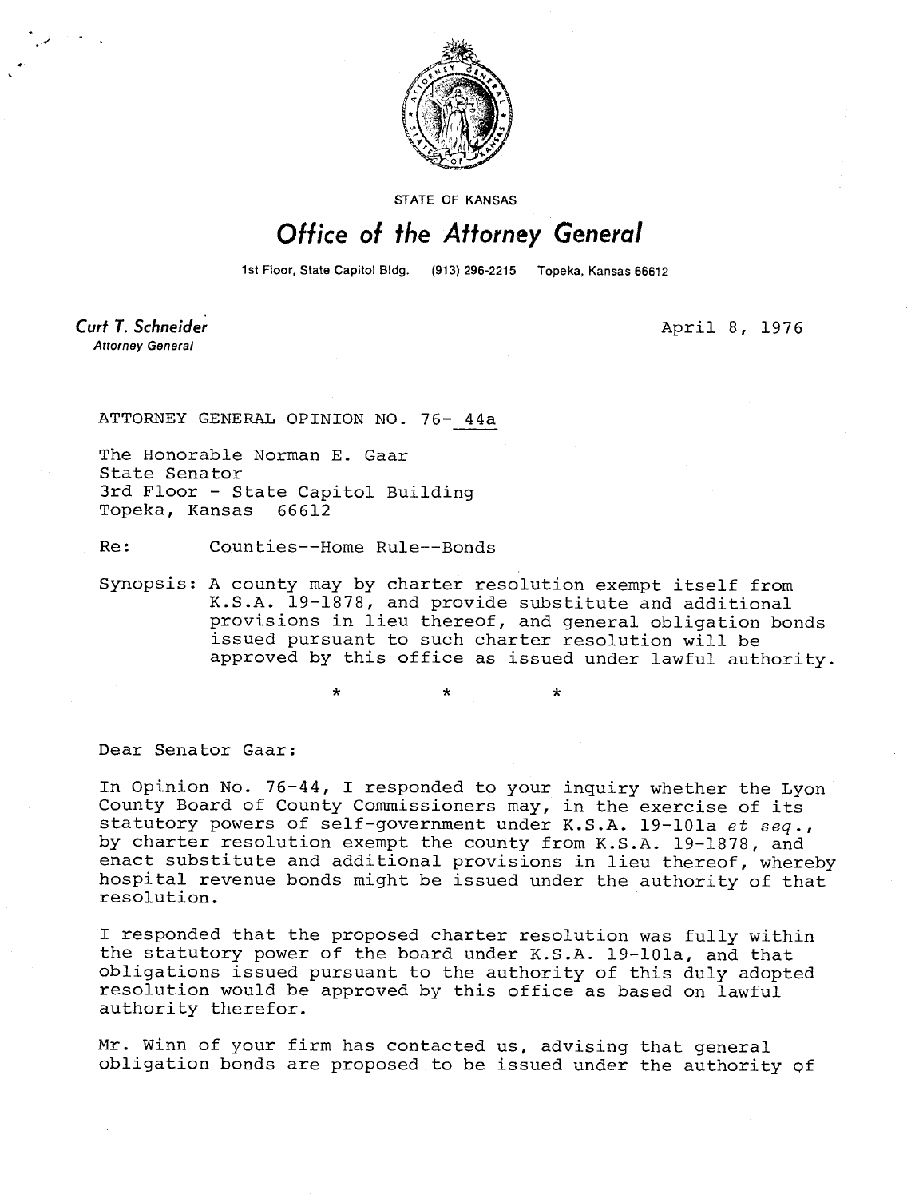STATE OF KANSAS

# Office of the Attorney General

1st Floor, State Capitol Bldg. (913) 296-2215 Topeka, Kansas 66612

**Curt T. Schneider**
*Attorney General*

April 8, 1976

ATTORNEY GENERAL OPINION NO. 76- 44a

The Honorable Norman E. Gaar
State Senator
3rd Floor - State Capitol Building
Topeka, Kansas 66612

Re: Counties--Home Rule--Bonds

Synopsis: A county may by charter resolution exempt itself from K.S.A. 19-1878, and provide substitute and additional provisions in lieu thereof, and general obligation bonds issued pursuant to such charter resolution will be approved by this office as issued under lawful authority.

\* \* \*

Dear Senator Gaar:

In Opinion No. 76-44, I responded to your inquiry whether the Lyon County Board of County Commissioners may, in the exercise of its statutory powers of self-government under K.S.A. 19-101a *et seq.*, by charter resolution exempt the county from K.S.A. 19-1878, and enact substitute and additional provisions in lieu thereof, whereby hospital revenue bonds might be issued under the authority of that resolution.

I responded that the proposed charter resolution was fully within the statutory power of the board under K.S.A. 19-101a, and that obligations issued pursuant to the authority of this duly adopted resolution would be approved by this office as based on lawful authority therefor.

Mr. Winn of your firm has contacted us, advising that general obligation bonds are proposed to be issued under the authority of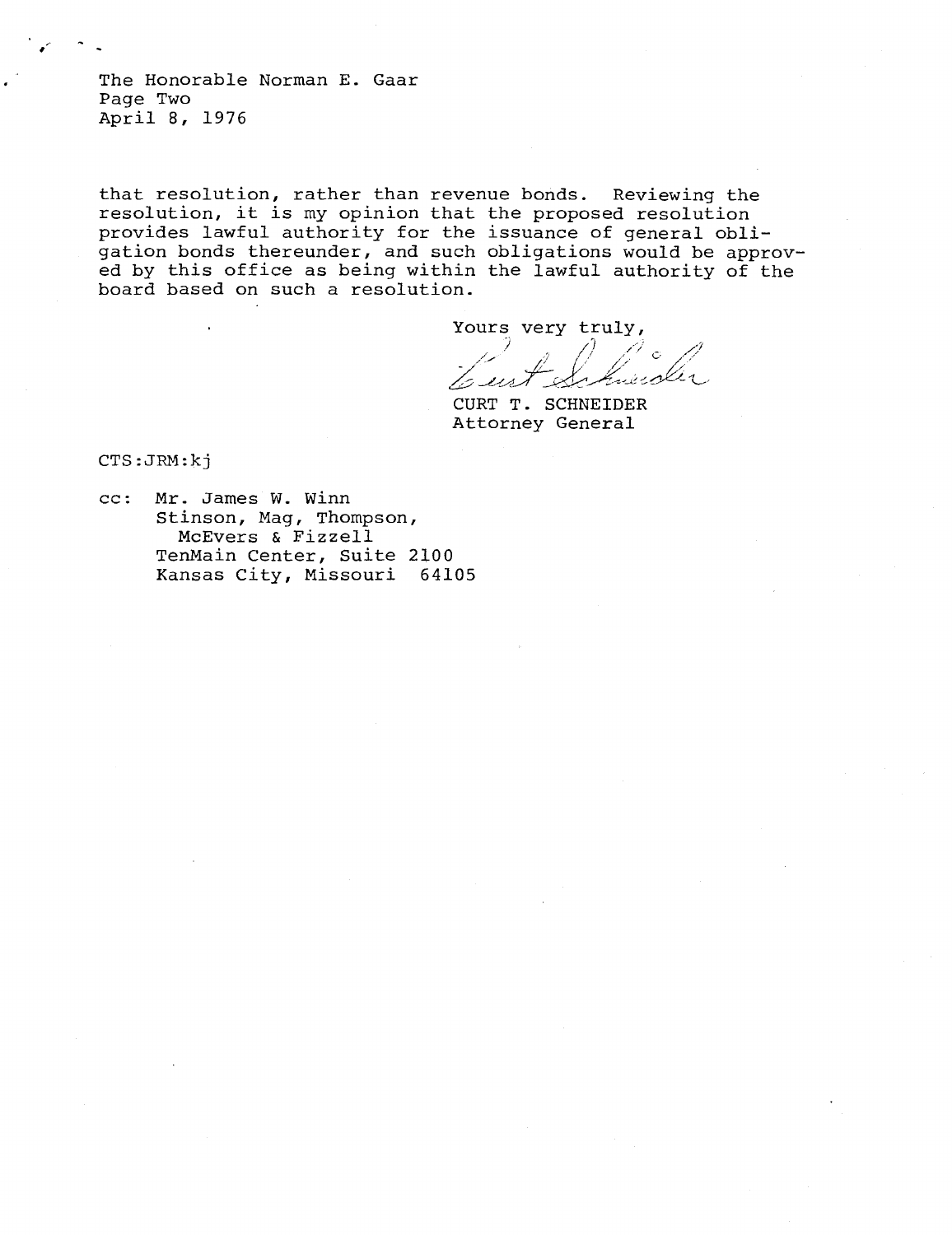that resolution, rather than revenue bonds. Reviewing the resolution, it is my opinion that the proposed resolution provides lawful authority for the issuance of general obligation bonds thereunder, and such obligations would be approved by this office as being within the lawful authority of the board based on such a resolution.

Yours very truly,

CURT T. SCHNEIDER
Attorney General

CTS:JRM:kj

cc: Mr. James W. Winn
Stinson, Mag, Thompson,
McEvers & Fizzell
TenMain Center, Suite 2100
Kansas City, Missouri 64105